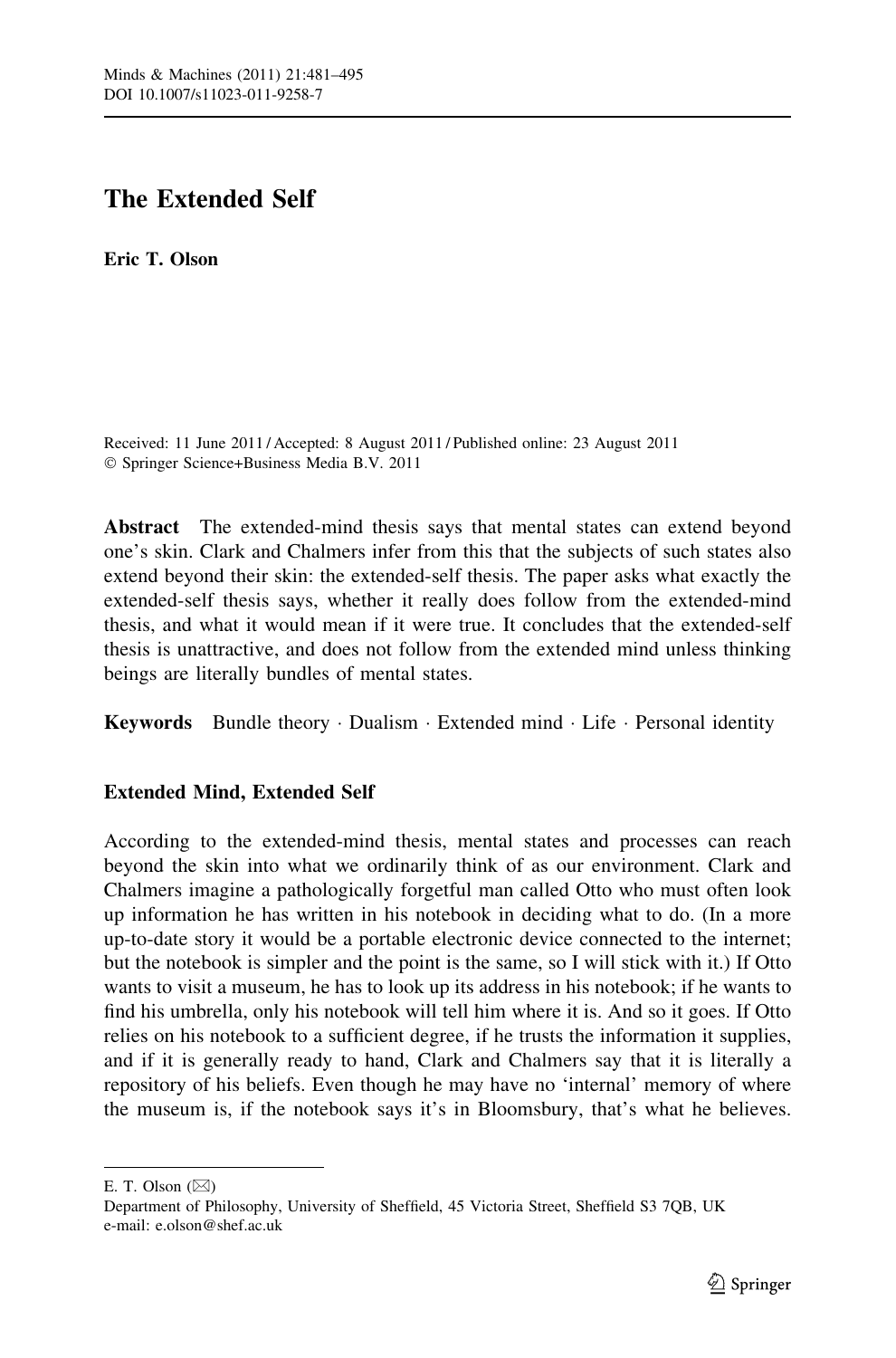# The Extended Self

**Eric T. Olson**

Received: 11 June 2011 / Accepted: 8 August 2011 / Published online: 23 August 2011
© Springer Science+Business Media B.V. 2011

**Abstract** The extended-mind thesis says that mental states can extend beyond one's skin. Clark and Chalmers infer from this that the subjects of such states also extend beyond their skin: the extended-self thesis. The paper asks what exactly the extended-self thesis says, whether it really does follow from the extended-mind thesis, and what it would mean if it were true. It concludes that the extended-self thesis is unattractive, and does not follow from the extended mind unless thinking beings are literally bundles of mental states.

**Keywords** Bundle theory · Dualism · Extended mind · Life · Personal identity

## Extended Mind, Extended Self

According to the extended-mind thesis, mental states and processes can reach beyond the skin into what we ordinarily think of as our environment. Clark and Chalmers imagine a pathologically forgetful man called Otto who must often look up information he has written in his notebook in deciding what to do. (In a more up-to-date story it would be a portable electronic device connected to the internet; but the notebook is simpler and the point is the same, so I will stick with it.) If Otto wants to visit a museum, he has to look up its address in his notebook; if he wants to find his umbrella, only his notebook will tell him where it is. And so it goes. If Otto relies on his notebook to a sufficient degree, if he trusts the information it supplies, and if it is generally ready to hand, Clark and Chalmers say that it is literally a repository of his beliefs. Even though he may have no 'internal' memory of where the museum is, if the notebook says it's in Bloomsbury, that's what he believes.

---

E. T. Olson (✉)
Department of Philosophy, University of Sheffield, 45 Victoria Street, Sheffield S3 7QB, UK
e-mail: e.olson@shef.ac.uk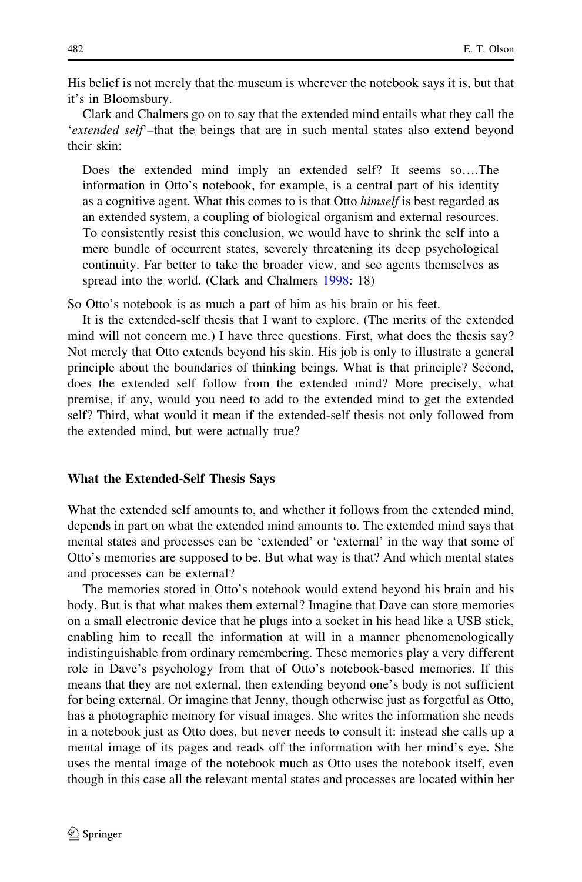His belief is not merely that the museum is wherever the notebook says it is, but that it's in Bloomsbury.

Clark and Chalmers go on to say that the extended mind entails what they call the '*extended self*'–that the beings that are in such mental states also extend beyond their skin:

> Does the extended mind imply an extended self? It seems so….The information in Otto's notebook, for example, is a central part of his identity as a cognitive agent. What this comes to is that Otto *himself* is best regarded as an extended system, a coupling of biological organism and external resources. To consistently resist this conclusion, we would have to shrink the self into a mere bundle of occurrent states, severely threatening its deep psychological continuity. Far better to take the broader view, and see agents themselves as spread into the world. (Clark and Chalmers 1998: 18)

So Otto's notebook is as much a part of him as his brain or his feet.

It is the extended-self thesis that I want to explore. (The merits of the extended mind will not concern me.) I have three questions. First, what does the thesis say? Not merely that Otto extends beyond his skin. His job is only to illustrate a general principle about the boundaries of thinking beings. What is that principle? Second, does the extended self follow from the extended mind? More precisely, what premise, if any, would you need to add to the extended mind to get the extended self? Third, what would it mean if the extended-self thesis not only followed from the extended mind, but were actually true?

## What the Extended-Self Thesis Says

What the extended self amounts to, and whether it follows from the extended mind, depends in part on what the extended mind amounts to. The extended mind says that mental states and processes can be 'extended' or 'external' in the way that some of Otto's memories are supposed to be. But what way is that? And which mental states and processes can be external?

The memories stored in Otto's notebook would extend beyond his brain and his body. But is that what makes them external? Imagine that Dave can store memories on a small electronic device that he plugs into a socket in his head like a USB stick, enabling him to recall the information at will in a manner phenomenologically indistinguishable from ordinary remembering. These memories play a very different role in Dave's psychology from that of Otto's notebook-based memories. If this means that they are not external, then extending beyond one's body is not sufficient for being external. Or imagine that Jenny, though otherwise just as forgetful as Otto, has a photographic memory for visual images. She writes the information she needs in a notebook just as Otto does, but never needs to consult it: instead she calls up a mental image of its pages and reads off the information with her mind's eye. She uses the mental image of the notebook much as Otto uses the notebook itself, even though in this case all the relevant mental states and processes are located within her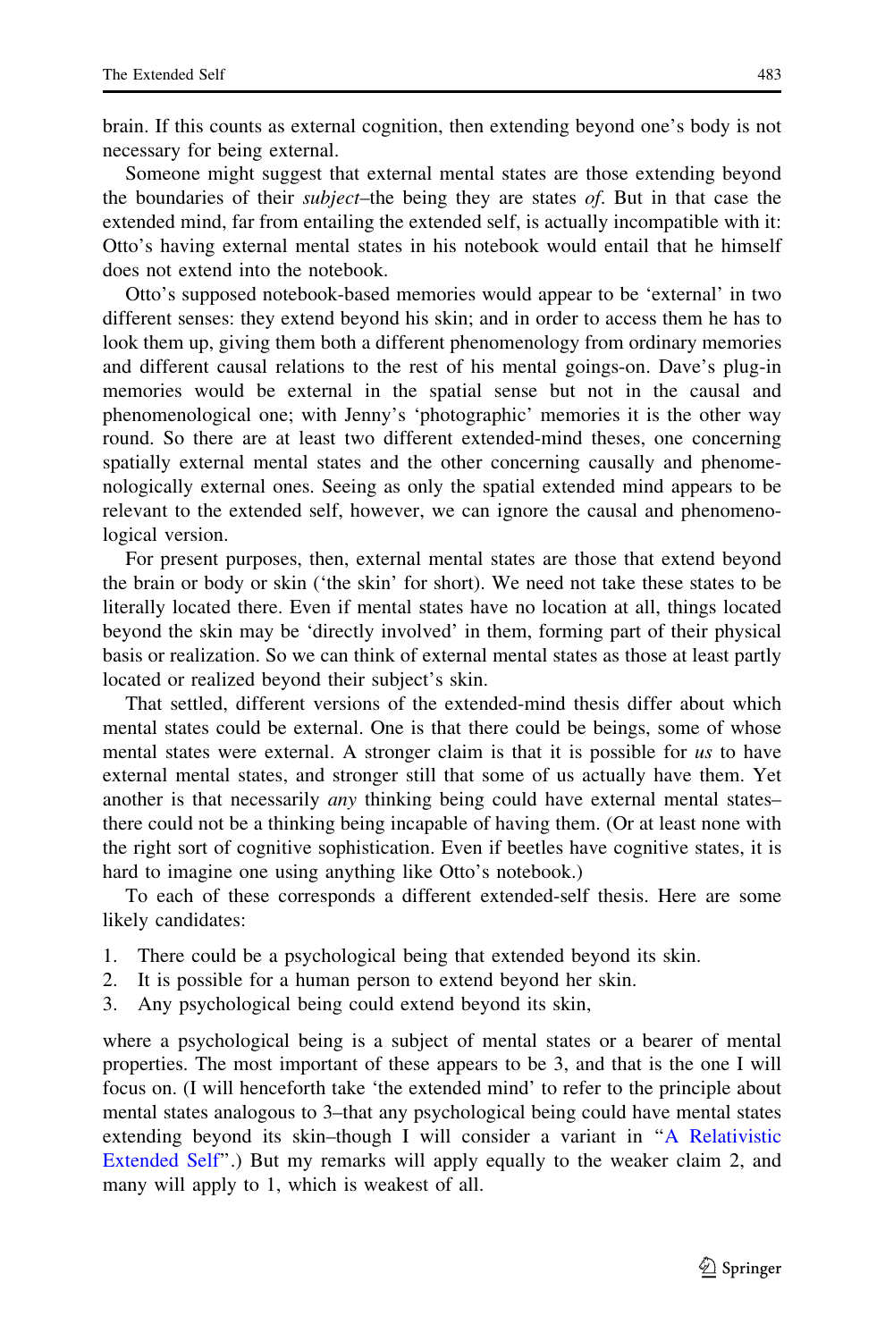brain. If this counts as external cognition, then extending beyond one's body is not necessary for being external.

Someone might suggest that external mental states are those extending beyond the boundaries of their *subject*–the being they are states *of*. But in that case the extended mind, far from entailing the extended self, is actually incompatible with it: Otto's having external mental states in his notebook would entail that he himself does not extend into the notebook.

Otto's supposed notebook-based memories would appear to be 'external' in two different senses: they extend beyond his skin; and in order to access them he has to look them up, giving them both a different phenomenology from ordinary memories and different causal relations to the rest of his mental goings-on. Dave's plug-in memories would be external in the spatial sense but not in the causal and phenomenological one; with Jenny's 'photographic' memories it is the other way round. So there are at least two different extended-mind theses, one concerning spatially external mental states and the other concerning causally and phenomenologically external ones. Seeing as only the spatial extended mind appears to be relevant to the extended self, however, we can ignore the causal and phenomenological version.

For present purposes, then, external mental states are those that extend beyond the brain or body or skin ('the skin' for short). We need not take these states to be literally located there. Even if mental states have no location at all, things located beyond the skin may be 'directly involved' in them, forming part of their physical basis or realization. So we can think of external mental states as those at least partly located or realized beyond their subject's skin.

That settled, different versions of the extended-mind thesis differ about which mental states could be external. One is that there could be beings, some of whose mental states were external. A stronger claim is that it is possible for *us* to have external mental states, and stronger still that some of us actually have them. Yet another is that necessarily *any* thinking being could have external mental states–there could not be a thinking being incapable of having them. (Or at least none with the right sort of cognitive sophistication. Even if beetles have cognitive states, it is hard to imagine one using anything like Otto's notebook.)

To each of these corresponds a different extended-self thesis. Here are some likely candidates:

1. There could be a psychological being that extended beyond its skin.
2. It is possible for a human person to extend beyond her skin.
3. Any psychological being could extend beyond its skin,

where a psychological being is a subject of mental states or a bearer of mental properties. The most important of these appears to be 3, and that is the one I will focus on. (I will henceforth take 'the extended mind' to refer to the principle about mental states analogous to 3–that any psychological being could have mental states extending beyond its skin–though I will consider a variant in "A Relativistic Extended Self".) But my remarks will apply equally to the weaker claim 2, and many will apply to 1, which is weakest of all.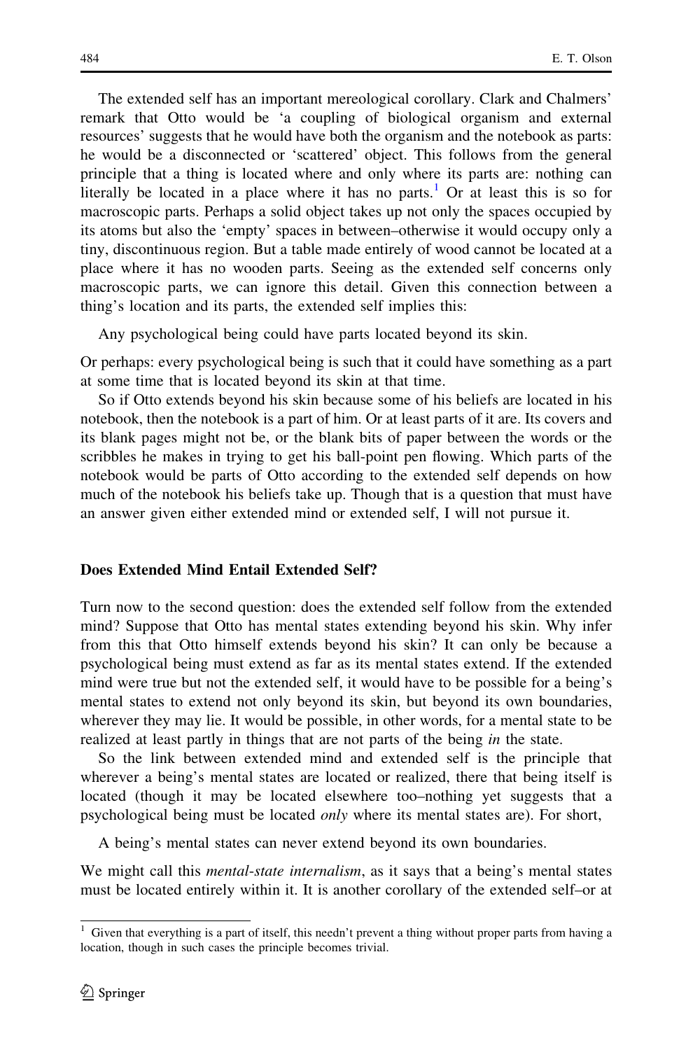The extended self has an important mereological corollary. Clark and Chalmers' remark that Otto would be 'a coupling of biological organism and external resources' suggests that he would have both the organism and the notebook as parts: he would be a disconnected or 'scattered' object. This follows from the general principle that a thing is located where and only where its parts are: nothing can literally be located in a place where it has no parts.[1] Or at least this is so for macroscopic parts. Perhaps a solid object takes up not only the spaces occupied by its atoms but also the 'empty' spaces in between–otherwise it would occupy only a tiny, discontinuous region. But a table made entirely of wood cannot be located at a place where it has no wooden parts. Seeing as the extended self concerns only macroscopic parts, we can ignore this detail. Given this connection between a thing's location and its parts, the extended self implies this:

> Any psychological being could have parts located beyond its skin.

Or perhaps: every psychological being is such that it could have something as a part at some time that is located beyond its skin at that time.

So if Otto extends beyond his skin because some of his beliefs are located in his notebook, then the notebook is a part of him. Or at least parts of it are. Its covers and its blank pages might not be, or the blank bits of paper between the words or the scribbles he makes in trying to get his ball-point pen flowing. Which parts of the notebook would be parts of Otto according to the extended self depends on how much of the notebook his beliefs take up. Though that is a question that must have an answer given either extended mind or extended self, I will not pursue it.

## Does Extended Mind Entail Extended Self?

Turn now to the second question: does the extended self follow from the extended mind? Suppose that Otto has mental states extending beyond his skin. Why infer from this that Otto himself extends beyond his skin? It can only be because a psychological being must extend as far as its mental states extend. If the extended mind were true but not the extended self, it would have to be possible for a being's mental states to extend not only beyond its skin, but beyond its own boundaries, wherever they may lie. It would be possible, in other words, for a mental state to be realized at least partly in things that are not parts of the being *in* the state.

So the link between extended mind and extended self is the principle that wherever a being's mental states are located or realized, there that being itself is located (though it may be located elsewhere too–nothing yet suggests that a psychological being must be located *only* where its mental states are). For short,

> A being's mental states can never extend beyond its own boundaries.

We might call this *mental-state internalism*, as it says that a being's mental states must be located entirely within it. It is another corollary of the extended self–or at

[1] Given that everything is a part of itself, this needn't prevent a thing without proper parts from having a location, though in such cases the principle becomes trivial.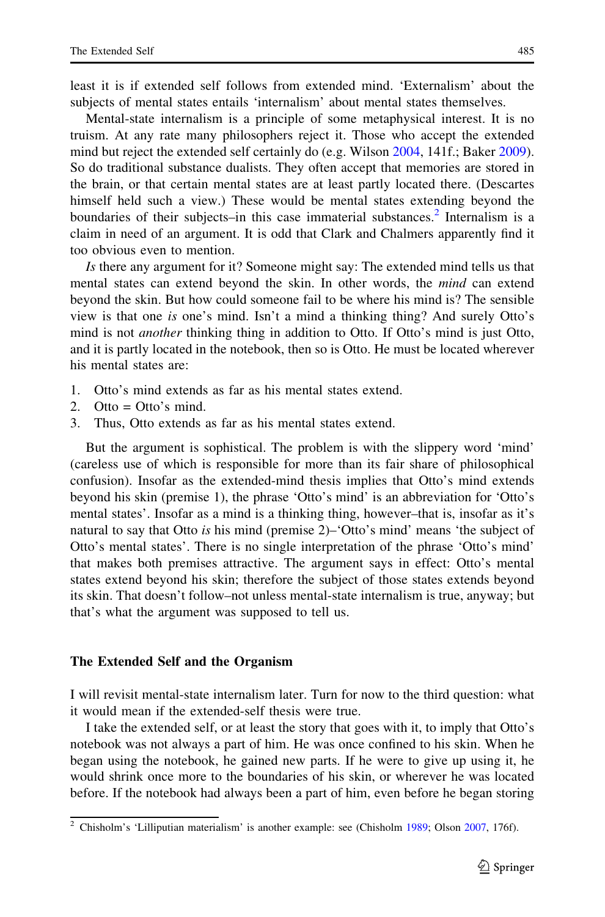least it is if extended self follows from extended mind. 'Externalism' about the subjects of mental states entails 'internalism' about mental states themselves.

Mental-state internalism is a principle of some metaphysical interest. It is no truism. At any rate many philosophers reject it. Those who accept the extended mind but reject the extended self certainly do (e.g. Wilson 2004, 141f.; Baker 2009). So do traditional substance dualists. They often accept that memories are stored in the brain, or that certain mental states are at least partly located there. (Descartes himself held such a view.) These would be mental states extending beyond the boundaries of their subjects–in this case immaterial substances.[2] Internalism is a claim in need of an argument. It is odd that Clark and Chalmers apparently find it too obvious even to mention.

*Is* there any argument for it? Someone might say: The extended mind tells us that mental states can extend beyond the skin. In other words, the *mind* can extend beyond the skin. But how could someone fail to be where his mind is? The sensible view is that one *is* one's mind. Isn't a mind a thinking thing? And surely Otto's mind is not *another* thinking thing in addition to Otto. If Otto's mind is just Otto, and it is partly located in the notebook, then so is Otto. He must be located wherever his mental states are:

1. Otto's mind extends as far as his mental states extend.
2. Otto = Otto's mind.
3. Thus, Otto extends as far as his mental states extend.

But the argument is sophistical. The problem is with the slippery word 'mind' (careless use of which is responsible for more than its fair share of philosophical confusion). Insofar as the extended-mind thesis implies that Otto's mind extends beyond his skin (premise 1), the phrase 'Otto's mind' is an abbreviation for 'Otto's mental states'. Insofar as a mind is a thinking thing, however–that is, insofar as it's natural to say that Otto *is* his mind (premise 2)–'Otto's mind' means 'the subject of Otto's mental states'. There is no single interpretation of the phrase 'Otto's mind' that makes both premises attractive. The argument says in effect: Otto's mental states extend beyond his skin; therefore the subject of those states extends beyond its skin. That doesn't follow–not unless mental-state internalism is true, anyway; but that's what the argument was supposed to tell us.

## The Extended Self and the Organism

I will revisit mental-state internalism later. Turn for now to the third question: what it would mean if the extended-self thesis were true.

I take the extended self, or at least the story that goes with it, to imply that Otto's notebook was not always a part of him. He was once confined to his skin. When he began using the notebook, he gained new parts. If he were to give up using it, he would shrink once more to the boundaries of his skin, or wherever he was located before. If the notebook had always been a part of him, even before he began storing

[2] Chisholm's 'Lilliputian materialism' is another example: see (Chisholm 1989; Olson 2007, 176f).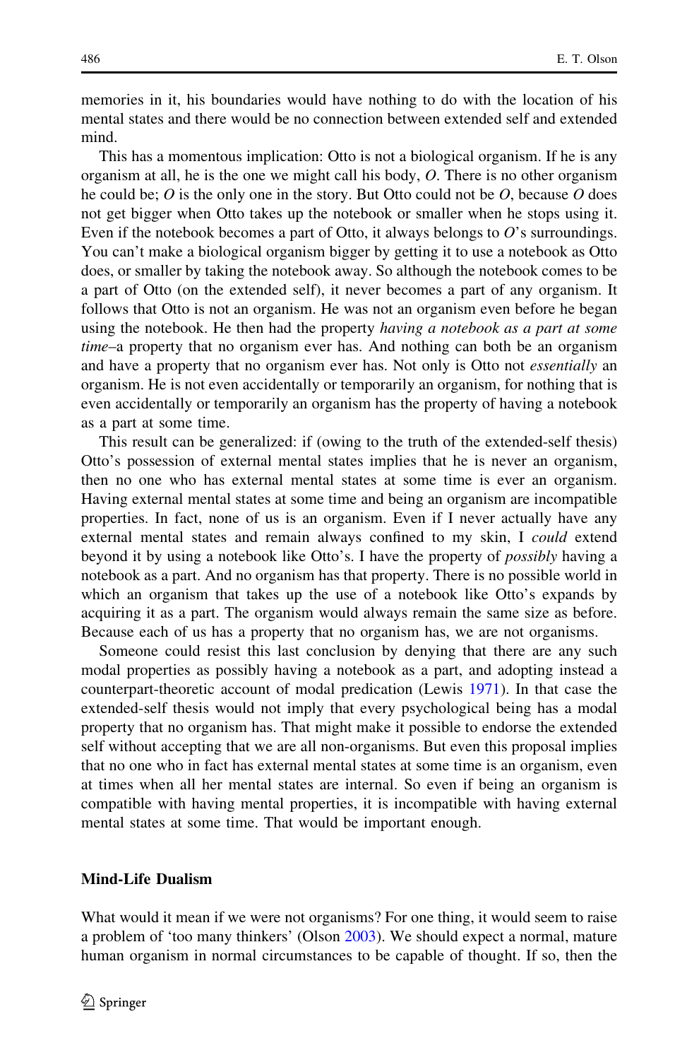memories in it, his boundaries would have nothing to do with the location of his mental states and there would be no connection between extended self and extended mind.

This has a momentous implication: Otto is not a biological organism. If he is any organism at all, he is the one we might call his body, *O*. There is no other organism he could be; *O* is the only one in the story. But Otto could not be *O*, because *O* does not get bigger when Otto takes up the notebook or smaller when he stops using it. Even if the notebook becomes a part of Otto, it always belongs to *O*'s surroundings. You can't make a biological organism bigger by getting it to use a notebook as Otto does, or smaller by taking the notebook away. So although the notebook comes to be a part of Otto (on the extended self), it never becomes a part of any organism. It follows that Otto is not an organism. He was not an organism even before he began using the notebook. He then had the property *having a notebook as a part at some time*–a property that no organism ever has. And nothing can both be an organism and have a property that no organism ever has. Not only is Otto not *essentially* an organism. He is not even accidentally or temporarily an organism, for nothing that is even accidentally or temporarily an organism has the property of having a notebook as a part at some time.

This result can be generalized: if (owing to the truth of the extended-self thesis) Otto's possession of external mental states implies that he is never an organism, then no one who has external mental states at some time is ever an organism. Having external mental states at some time and being an organism are incompatible properties. In fact, none of us is an organism. Even if I never actually have any external mental states and remain always confined to my skin, I *could* extend beyond it by using a notebook like Otto's. I have the property of *possibly* having a notebook as a part. And no organism has that property. There is no possible world in which an organism that takes up the use of a notebook like Otto's expands by acquiring it as a part. The organism would always remain the same size as before. Because each of us has a property that no organism has, we are not organisms.

Someone could resist this last conclusion by denying that there are any such modal properties as possibly having a notebook as a part, and adopting instead a counterpart-theoretic account of modal predication (Lewis 1971). In that case the extended-self thesis would not imply that every psychological being has a modal property that no organism has. That might make it possible to endorse the extended self without accepting that we are all non-organisms. But even this proposal implies that no one who in fact has external mental states at some time is an organism, even at times when all her mental states are internal. So even if being an organism is compatible with having mental properties, it is incompatible with having external mental states at some time. That would be important enough.

## Mind-Life Dualism

What would it mean if we were not organisms? For one thing, it would seem to raise a problem of 'too many thinkers' (Olson 2003). We should expect a normal, mature human organism in normal circumstances to be capable of thought. If so, then the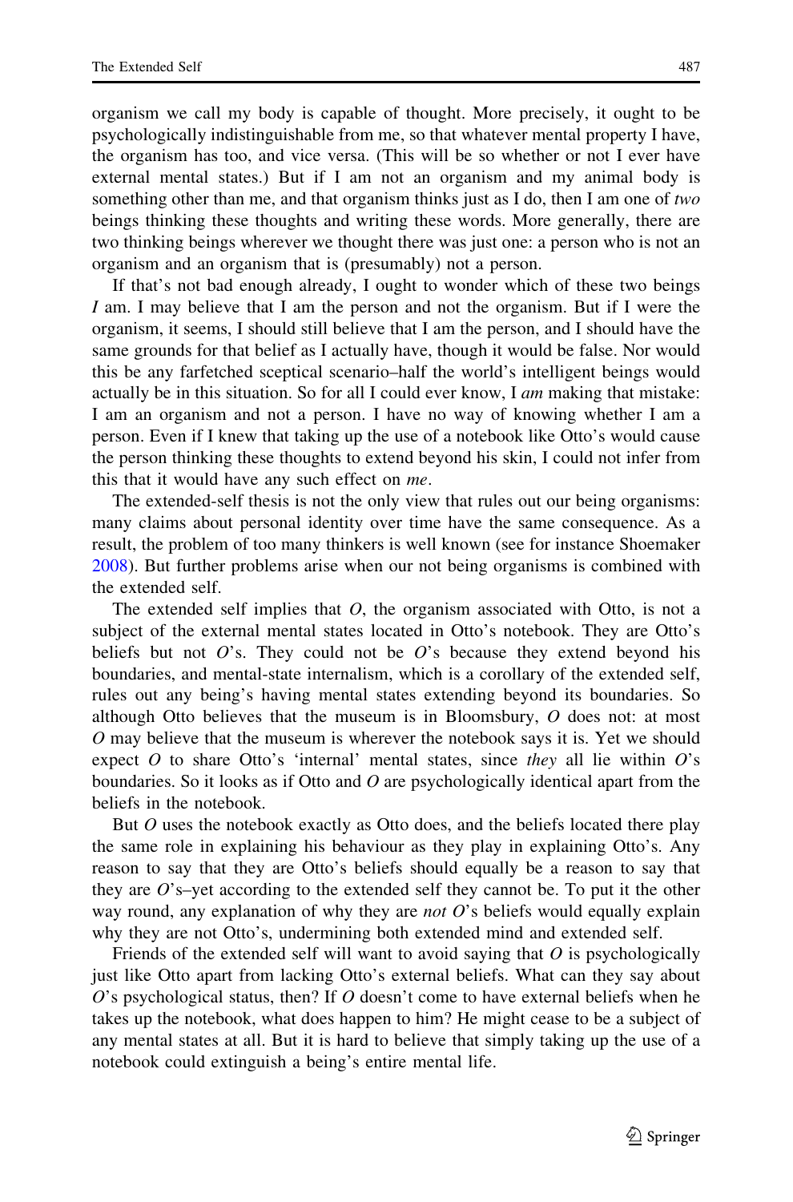organism we call my body is capable of thought. More precisely, it ought to be psychologically indistinguishable from me, so that whatever mental property I have, the organism has too, and vice versa. (This will be so whether or not I ever have external mental states.) But if I am not an organism and my animal body is something other than me, and that organism thinks just as I do, then I am one of *two* beings thinking these thoughts and writing these words. More generally, there are two thinking beings wherever we thought there was just one: a person who is not an organism and an organism that is (presumably) not a person.

If that's not bad enough already, I ought to wonder which of these two beings *I* am. I may believe that I am the person and not the organism. But if I were the organism, it seems, I should still believe that I am the person, and I should have the same grounds for that belief as I actually have, though it would be false. Nor would this be any farfetched sceptical scenario–half the world's intelligent beings would actually be in this situation. So for all I could ever know, I *am* making that mistake: I am an organism and not a person. I have no way of knowing whether I am a person. Even if I knew that taking up the use of a notebook like Otto's would cause the person thinking these thoughts to extend beyond his skin, I could not infer from this that it would have any such effect on *me*.

The extended-self thesis is not the only view that rules out our being organisms: many claims about personal identity over time have the same consequence. As a result, the problem of too many thinkers is well known (see for instance Shoemaker 2008). But further problems arise when our not being organisms is combined with the extended self.

The extended self implies that *O*, the organism associated with Otto, is not a subject of the external mental states located in Otto's notebook. They are Otto's beliefs but not *O*'s. They could not be *O*'s because they extend beyond his boundaries, and mental-state internalism, which is a corollary of the extended self, rules out any being's having mental states extending beyond its boundaries. So although Otto believes that the museum is in Bloomsbury, *O* does not: at most *O* may believe that the museum is wherever the notebook says it is. Yet we should expect *O* to share Otto's 'internal' mental states, since *they* all lie within *O*'s boundaries. So it looks as if Otto and *O* are psychologically identical apart from the beliefs in the notebook.

But *O* uses the notebook exactly as Otto does, and the beliefs located there play the same role in explaining his behaviour as they play in explaining Otto's. Any reason to say that they are Otto's beliefs should equally be a reason to say that they are *O*'s–yet according to the extended self they cannot be. To put it the other way round, any explanation of why they are *not* *O*'s beliefs would equally explain why they are not Otto's, undermining both extended mind and extended self.

Friends of the extended self will want to avoid saying that *O* is psychologically just like Otto apart from lacking Otto's external beliefs. What can they say about *O*'s psychological status, then? If *O* doesn't come to have external beliefs when he takes up the notebook, what does happen to him? He might cease to be a subject of any mental states at all. But it is hard to believe that simply taking up the use of a notebook could extinguish a being's entire mental life.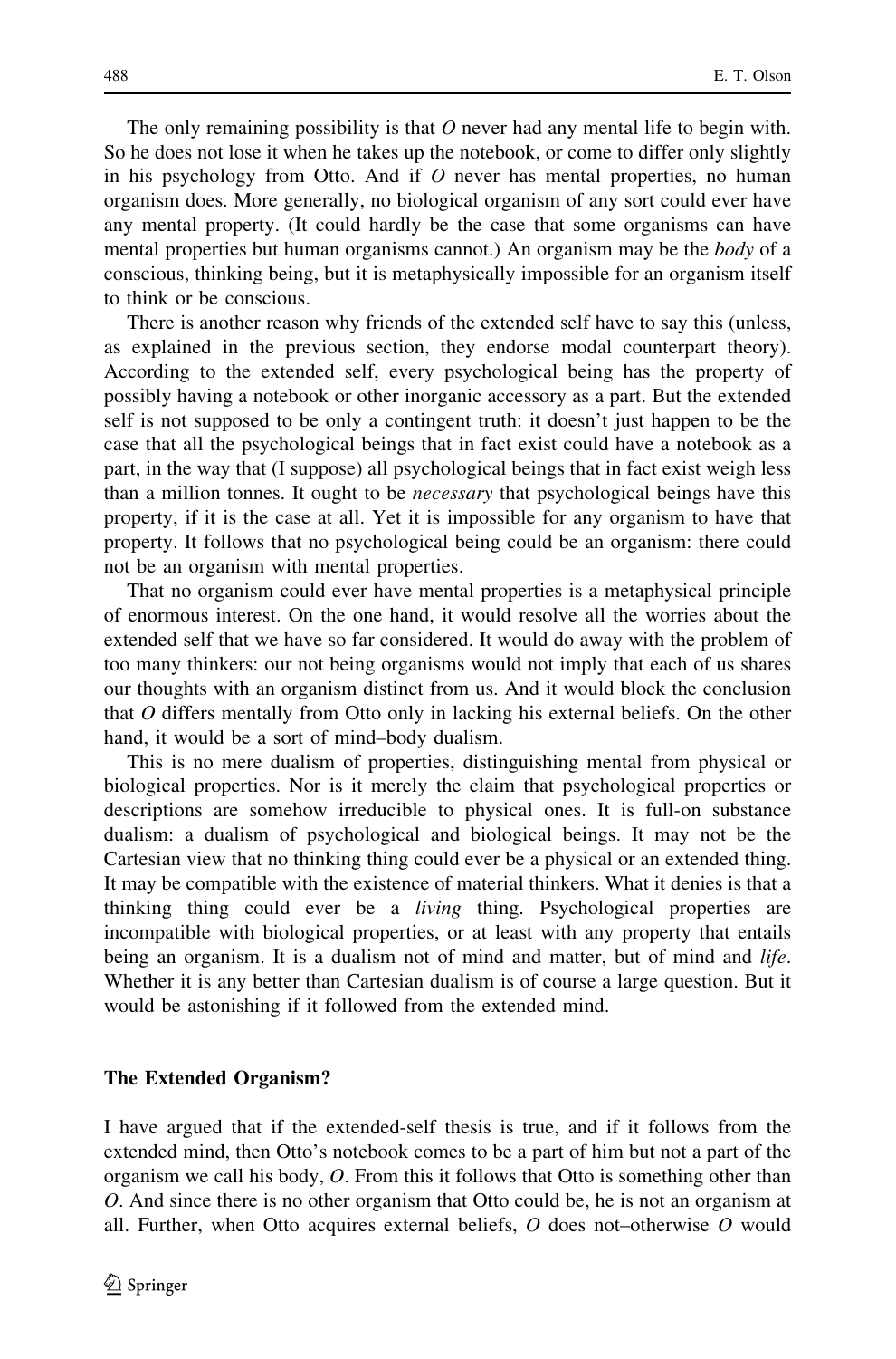The only remaining possibility is that *O* never had any mental life to begin with. So he does not lose it when he takes up the notebook, or come to differ only slightly in his psychology from Otto. And if *O* never has mental properties, no human organism does. More generally, no biological organism of any sort could ever have any mental property. (It could hardly be the case that some organisms can have mental properties but human organisms cannot.) An organism may be the *body* of a conscious, thinking being, but it is metaphysically impossible for an organism itself to think or be conscious.

There is another reason why friends of the extended self have to say this (unless, as explained in the previous section, they endorse modal counterpart theory). According to the extended self, every psychological being has the property of possibly having a notebook or other inorganic accessory as a part. But the extended self is not supposed to be only a contingent truth: it doesn't just happen to be the case that all the psychological beings that in fact exist could have a notebook as a part, in the way that (I suppose) all psychological beings that in fact exist weigh less than a million tonnes. It ought to be *necessary* that psychological beings have this property, if it is the case at all. Yet it is impossible for any organism to have that property. It follows that no psychological being could be an organism: there could not be an organism with mental properties.

That no organism could ever have mental properties is a metaphysical principle of enormous interest. On the one hand, it would resolve all the worries about the extended self that we have so far considered. It would do away with the problem of too many thinkers: our not being organisms would not imply that each of us shares our thoughts with an organism distinct from us. And it would block the conclusion that *O* differs mentally from Otto only in lacking his external beliefs. On the other hand, it would be a sort of mind–body dualism.

This is no mere dualism of properties, distinguishing mental from physical or biological properties. Nor is it merely the claim that psychological properties or descriptions are somehow irreducible to physical ones. It is full-on substance dualism: a dualism of psychological and biological beings. It may not be the Cartesian view that no thinking thing could ever be a physical or an extended thing. It may be compatible with the existence of material thinkers. What it denies is that a thinking thing could ever be a *living* thing. Psychological properties are incompatible with biological properties, or at least with any property that entails being an organism. It is a dualism not of mind and matter, but of mind and *life*. Whether it is any better than Cartesian dualism is of course a large question. But it would be astonishing if it followed from the extended mind.

### The Extended Organism?

I have argued that if the extended-self thesis is true, and if it follows from the extended mind, then Otto's notebook comes to be a part of him but not a part of the organism we call his body, *O*. From this it follows that Otto is something other than *O*. And since there is no other organism that Otto could be, he is not an organism at all. Further, when Otto acquires external beliefs, *O* does not–otherwise *O* would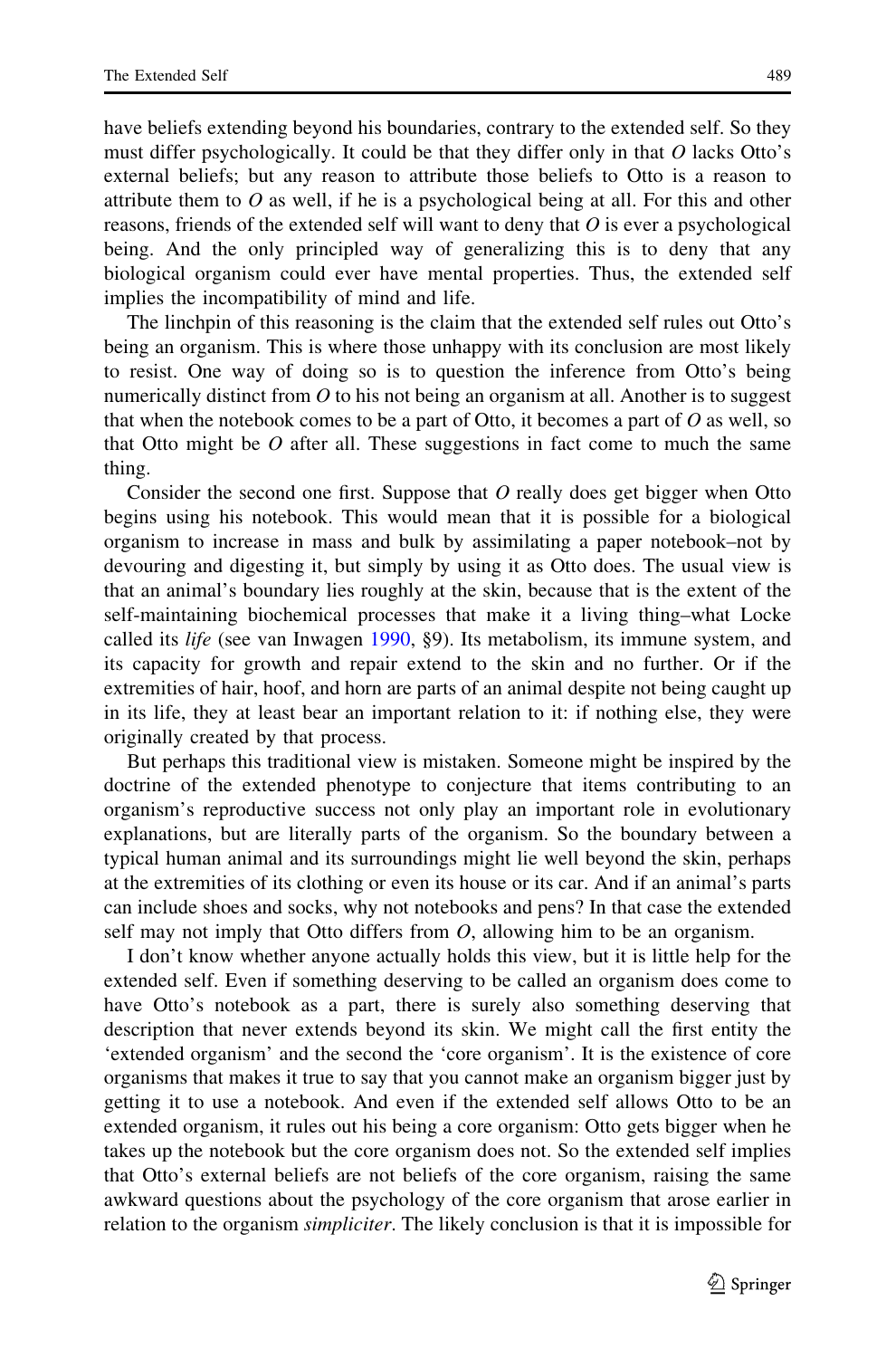have beliefs extending beyond his boundaries, contrary to the extended self. So they must differ psychologically. It could be that they differ only in that *O* lacks Otto's external beliefs; but any reason to attribute those beliefs to Otto is a reason to attribute them to *O* as well, if he is a psychological being at all. For this and other reasons, friends of the extended self will want to deny that *O* is ever a psychological being. And the only principled way of generalizing this is to deny that any biological organism could ever have mental properties. Thus, the extended self implies the incompatibility of mind and life.

The linchpin of this reasoning is the claim that the extended self rules out Otto's being an organism. This is where those unhappy with its conclusion are most likely to resist. One way of doing so is to question the inference from Otto's being numerically distinct from *O* to his not being an organism at all. Another is to suggest that when the notebook comes to be a part of Otto, it becomes a part of *O* as well, so that Otto might be *O* after all. These suggestions in fact come to much the same thing.

Consider the second one first. Suppose that *O* really does get bigger when Otto begins using his notebook. This would mean that it is possible for a biological organism to increase in mass and bulk by assimilating a paper notebook–not by devouring and digesting it, but simply by using it as Otto does. The usual view is that an animal's boundary lies roughly at the skin, because that is the extent of the self-maintaining biochemical processes that make it a living thing–what Locke called its *life* (see van Inwagen 1990, §9). Its metabolism, its immune system, and its capacity for growth and repair extend to the skin and no further. Or if the extremities of hair, hoof, and horn are parts of an animal despite not being caught up in its life, they at least bear an important relation to it: if nothing else, they were originally created by that process.

But perhaps this traditional view is mistaken. Someone might be inspired by the doctrine of the extended phenotype to conjecture that items contributing to an organism's reproductive success not only play an important role in evolutionary explanations, but are literally parts of the organism. So the boundary between a typical human animal and its surroundings might lie well beyond the skin, perhaps at the extremities of its clothing or even its house or its car. And if an animal's parts can include shoes and socks, why not notebooks and pens? In that case the extended self may not imply that Otto differs from *O*, allowing him to be an organism.

I don't know whether anyone actually holds this view, but it is little help for the extended self. Even if something deserving to be called an organism does come to have Otto's notebook as a part, there is surely also something deserving that description that never extends beyond its skin. We might call the first entity the 'extended organism' and the second the 'core organism'. It is the existence of core organisms that makes it true to say that you cannot make an organism bigger just by getting it to use a notebook. And even if the extended self allows Otto to be an extended organism, it rules out his being a core organism: Otto gets bigger when he takes up the notebook but the core organism does not. So the extended self implies that Otto's external beliefs are not beliefs of the core organism, raising the same awkward questions about the psychology of the core organism that arose earlier in relation to the organism *simpliciter*. The likely conclusion is that it is impossible for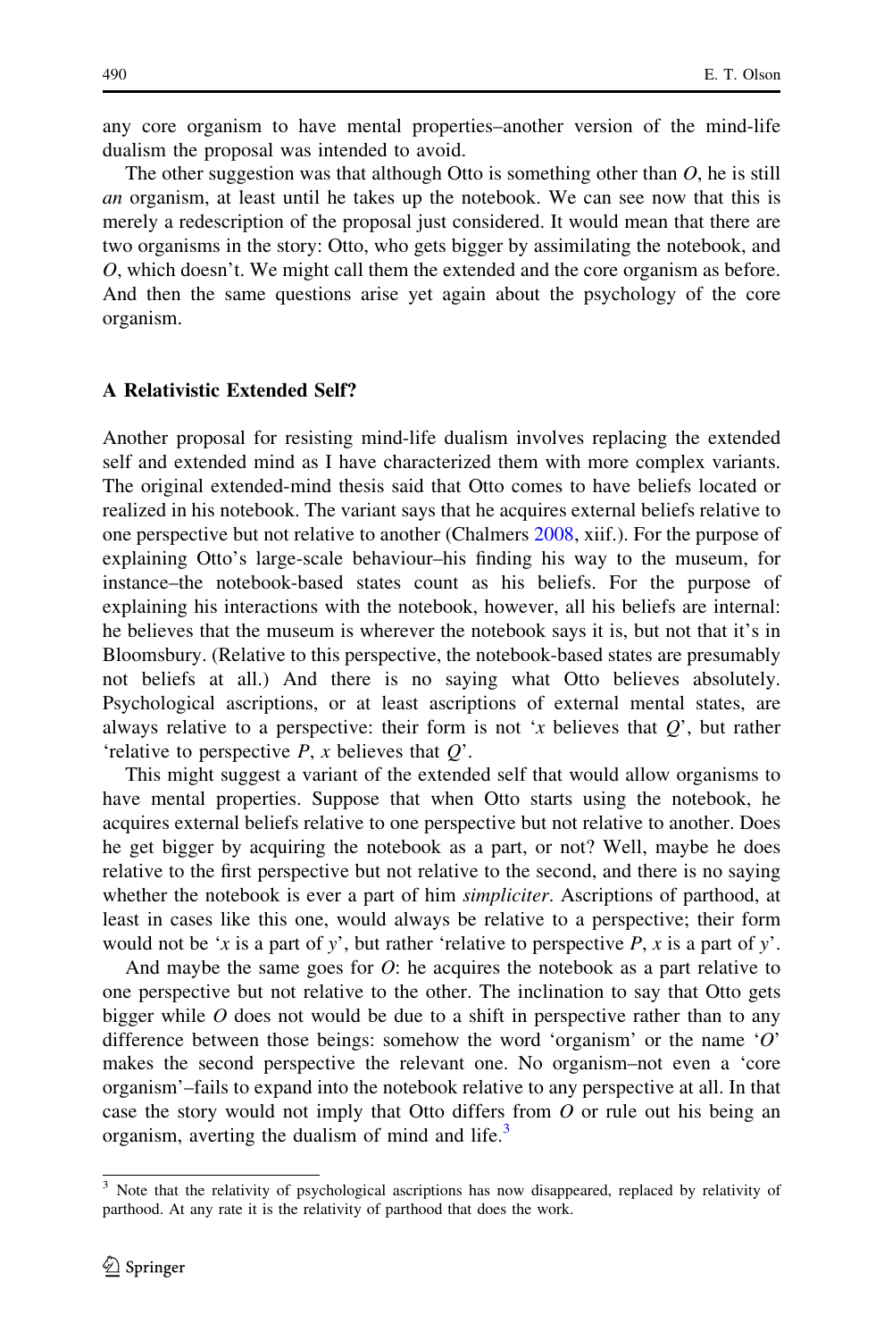any core organism to have mental properties–another version of the mind-life dualism the proposal was intended to avoid.

The other suggestion was that although Otto is something other than *O*, he is still *an* organism, at least until he takes up the notebook. We can see now that this is merely a redescription of the proposal just considered. It would mean that there are two organisms in the story: Otto, who gets bigger by assimilating the notebook, and *O*, which doesn't. We might call them the extended and the core organism as before. And then the same questions arise yet again about the psychology of the core organism.

### A Relativistic Extended Self?

Another proposal for resisting mind-life dualism involves replacing the extended self and extended mind as I have characterized them with more complex variants. The original extended-mind thesis said that Otto comes to have beliefs located or realized in his notebook. The variant says that he acquires external beliefs relative to one perspective but not relative to another (Chalmers 2008, xiif.). For the purpose of explaining Otto's large-scale behaviour–his finding his way to the museum, for instance–the notebook-based states count as his beliefs. For the purpose of explaining his interactions with the notebook, however, all his beliefs are internal: he believes that the museum is wherever the notebook says it is, but not that it's in Bloomsbury. (Relative to this perspective, the notebook-based states are presumably not beliefs at all.) And there is no saying what Otto believes absolutely. Psychological ascriptions, or at least ascriptions of external mental states, are always relative to a perspective: their form is not '*x* believes that *Q*', but rather 'relative to perspective *P*, *x* believes that *Q*'.

This might suggest a variant of the extended self that would allow organisms to have mental properties. Suppose that when Otto starts using the notebook, he acquires external beliefs relative to one perspective but not relative to another. Does he get bigger by acquiring the notebook as a part, or not? Well, maybe he does relative to the first perspective but not relative to the second, and there is no saying whether the notebook is ever a part of him *simpliciter*. Ascriptions of parthood, at least in cases like this one, would always be relative to a perspective; their form would not be '*x* is a part of *y*', but rather 'relative to perspective *P*, *x* is a part of *y*'.

And maybe the same goes for *O*: he acquires the notebook as a part relative to one perspective but not relative to the other. The inclination to say that Otto gets bigger while *O* does not would be due to a shift in perspective rather than to any difference between those beings: somehow the word 'organism' or the name '*O*' makes the second perspective the relevant one. No organism–not even a 'core organism'–fails to expand into the notebook relative to any perspective at all. In that case the story would not imply that Otto differs from *O* or rule out his being an organism, averting the dualism of mind and life.[3]

[3] Note that the relativity of psychological ascriptions has now disappeared, replaced by relativity of parthood. At any rate it is the relativity of parthood that does the work.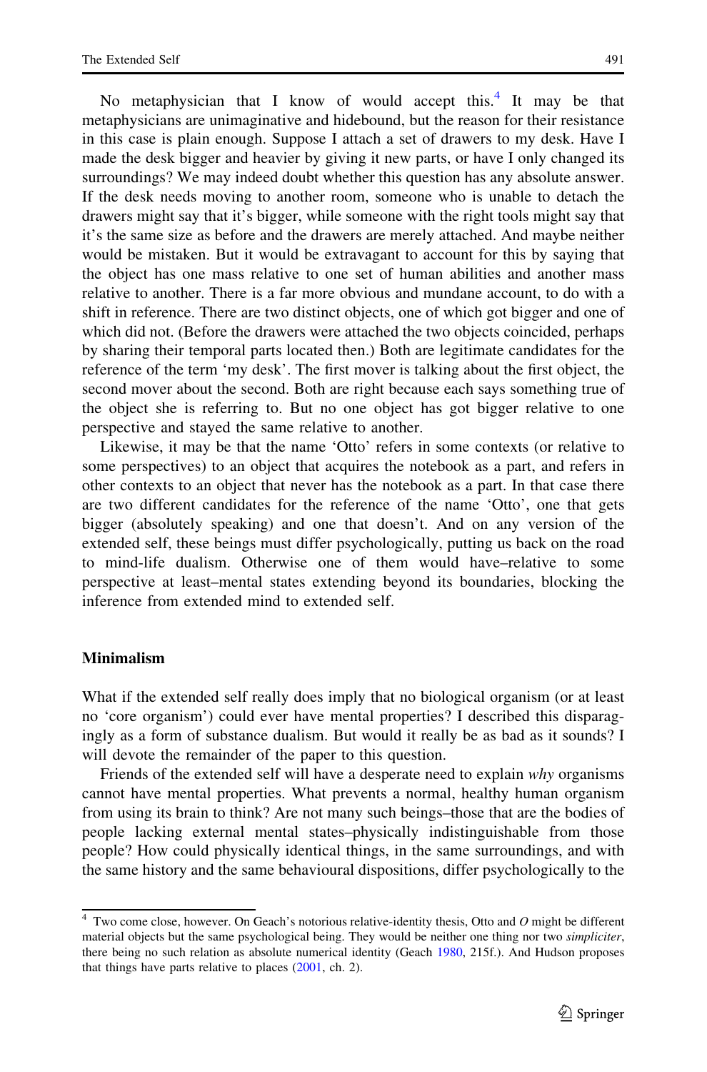No metaphysician that I know of would accept this.[4] It may be that metaphysicians are unimaginative and hidebound, but the reason for their resistance in this case is plain enough. Suppose I attach a set of drawers to my desk. Have I made the desk bigger and heavier by giving it new parts, or have I only changed its surroundings? We may indeed doubt whether this question has any absolute answer. If the desk needs moving to another room, someone who is unable to detach the drawers might say that it's bigger, while someone with the right tools might say that it's the same size as before and the drawers are merely attached. And maybe neither would be mistaken. But it would be extravagant to account for this by saying that the object has one mass relative to one set of human abilities and another mass relative to another. There is a far more obvious and mundane account, to do with a shift in reference. There are two distinct objects, one of which got bigger and one of which did not. (Before the drawers were attached the two objects coincided, perhaps by sharing their temporal parts located then.) Both are legitimate candidates for the reference of the term 'my desk'. The first mover is talking about the first object, the second mover about the second. Both are right because each says something true of the object she is referring to. But no one object has got bigger relative to one perspective and stayed the same relative to another.

Likewise, it may be that the name 'Otto' refers in some contexts (or relative to some perspectives) to an object that acquires the notebook as a part, and refers in other contexts to an object that never has the notebook as a part. In that case there are two different candidates for the reference of the name 'Otto', one that gets bigger (absolutely speaking) and one that doesn't. And on any version of the extended self, these beings must differ psychologically, putting us back on the road to mind-life dualism. Otherwise one of them would have–relative to some perspective at least–mental states extending beyond its boundaries, blocking the inference from extended mind to extended self.

## Minimalism

What if the extended self really does imply that no biological organism (or at least no 'core organism') could ever have mental properties? I described this disparagingly as a form of substance dualism. But would it really be as bad as it sounds? I will devote the remainder of the paper to this question.

Friends of the extended self will have a desperate need to explain *why* organisms cannot have mental properties. What prevents a normal, healthy human organism from using its brain to think? Are not many such beings–those that are the bodies of people lacking external mental states–physically indistinguishable from those people? How could physically identical things, in the same surroundings, and with the same history and the same behavioural dispositions, differ psychologically to the

---

[4] Two come close, however. On Geach's notorious relative-identity thesis, Otto and *O* might be different material objects but the same psychological being. They would be neither one thing nor two *simpliciter*, there being no such relation as absolute numerical identity (Geach 1980, 215f.). And Hudson proposes that things have parts relative to places (2001, ch. 2).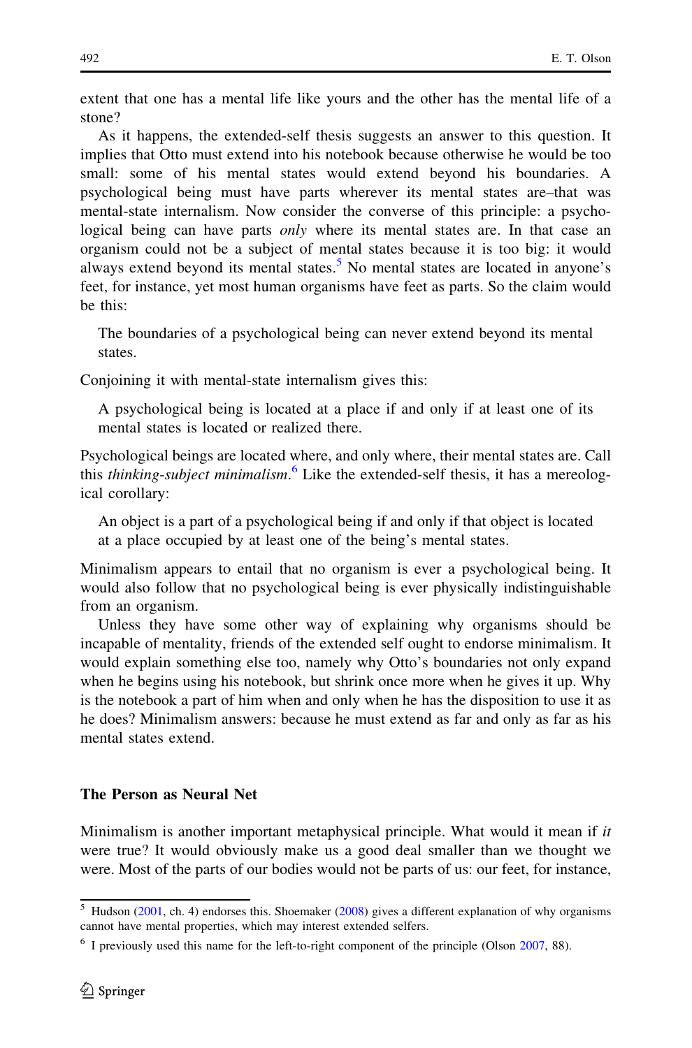extent that one has a mental life like yours and the other has the mental life of a stone?

As it happens, the extended-self thesis suggests an answer to this question. It implies that Otto must extend into his notebook because otherwise he would be too small: some of his mental states would extend beyond his boundaries. A psychological being must have parts wherever its mental states are–that was mental-state internalism. Now consider the converse of this principle: a psychological being can have parts *only* where its mental states are. In that case an organism could not be a subject of mental states because it is too big: it would always extend beyond its mental states.[5] No mental states are located in anyone's feet, for instance, yet most human organisms have feet as parts. So the claim would be this:

> The boundaries of a psychological being can never extend beyond its mental states.

Conjoining it with mental-state internalism gives this:

> A psychological being is located at a place if and only if at least one of its mental states is located or realized there.

Psychological beings are located where, and only where, their mental states are. Call this *thinking-subject minimalism*.[6] Like the extended-self thesis, it has a mereological corollary:

> An object is a part of a psychological being if and only if that object is located at a place occupied by at least one of the being's mental states.

Minimalism appears to entail that no organism is ever a psychological being. It would also follow that no psychological being is ever physically indistinguishable from an organism.

Unless they have some other way of explaining why organisms should be incapable of mentality, friends of the extended self ought to endorse minimalism. It would explain something else too, namely why Otto's boundaries not only expand when he begins using his notebook, but shrink once more when he gives it up. Why is the notebook a part of him when and only when he has the disposition to use it as he does? Minimalism answers: because he must extend as far and only as far as his mental states extend.

## The Person as Neural Net

Minimalism is another important metaphysical principle. What would it mean if *it* were true? It would obviously make us a good deal smaller than we thought we were. Most of the parts of our bodies would not be parts of us: our feet, for instance,

---

[5] Hudson (2001, ch. 4) endorses this. Shoemaker (2008) gives a different explanation of why organisms cannot have mental properties, which may interest extended selfers.

[6] I previously used this name for the left-to-right component of the principle (Olson 2007, 88).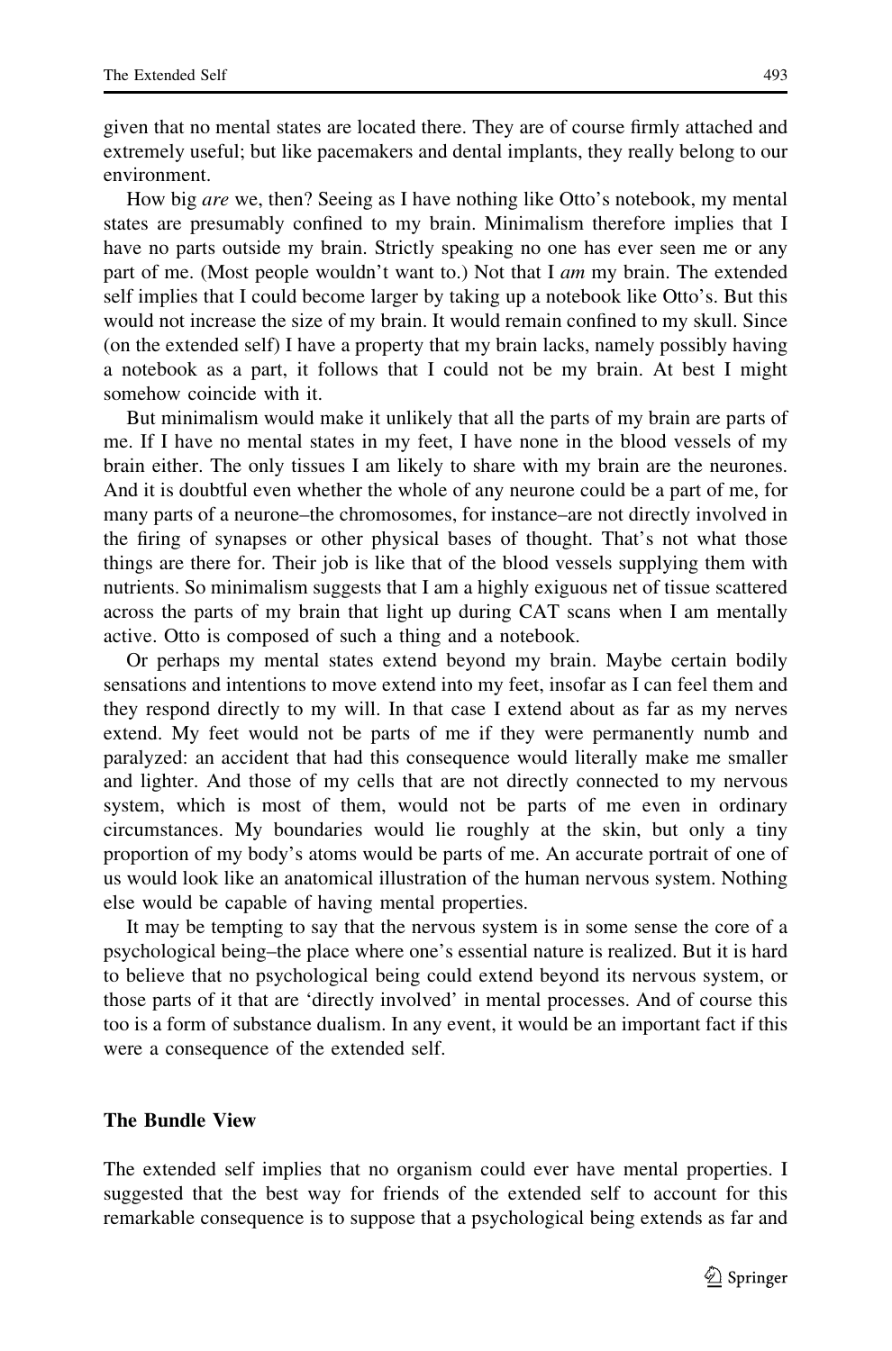given that no mental states are located there. They are of course firmly attached and extremely useful; but like pacemakers and dental implants, they really belong to our environment.

How big *are* we, then? Seeing as I have nothing like Otto's notebook, my mental states are presumably confined to my brain. Minimalism therefore implies that I have no parts outside my brain. Strictly speaking no one has ever seen me or any part of me. (Most people wouldn't want to.) Not that I *am* my brain. The extended self implies that I could become larger by taking up a notebook like Otto's. But this would not increase the size of my brain. It would remain confined to my skull. Since (on the extended self) I have a property that my brain lacks, namely possibly having a notebook as a part, it follows that I could not be my brain. At best I might somehow coincide with it.

But minimalism would make it unlikely that all the parts of my brain are parts of me. If I have no mental states in my feet, I have none in the blood vessels of my brain either. The only tissues I am likely to share with my brain are the neurones. And it is doubtful even whether the whole of any neurone could be a part of me, for many parts of a neurone–the chromosomes, for instance–are not directly involved in the firing of synapses or other physical bases of thought. That's not what those things are there for. Their job is like that of the blood vessels supplying them with nutrients. So minimalism suggests that I am a highly exiguous net of tissue scattered across the parts of my brain that light up during CAT scans when I am mentally active. Otto is composed of such a thing and a notebook.

Or perhaps my mental states extend beyond my brain. Maybe certain bodily sensations and intentions to move extend into my feet, insofar as I can feel them and they respond directly to my will. In that case I extend about as far as my nerves extend. My feet would not be parts of me if they were permanently numb and paralyzed: an accident that had this consequence would literally make me smaller and lighter. And those of my cells that are not directly connected to my nervous system, which is most of them, would not be parts of me even in ordinary circumstances. My boundaries would lie roughly at the skin, but only a tiny proportion of my body's atoms would be parts of me. An accurate portrait of one of us would look like an anatomical illustration of the human nervous system. Nothing else would be capable of having mental properties.

It may be tempting to say that the nervous system is in some sense the core of a psychological being–the place where one's essential nature is realized. But it is hard to believe that no psychological being could extend beyond its nervous system, or those parts of it that are 'directly involved' in mental processes. And of course this too is a form of substance dualism. In any event, it would be an important fact if this were a consequence of the extended self.

## The Bundle View

The extended self implies that no organism could ever have mental properties. I suggested that the best way for friends of the extended self to account for this remarkable consequence is to suppose that a psychological being extends as far and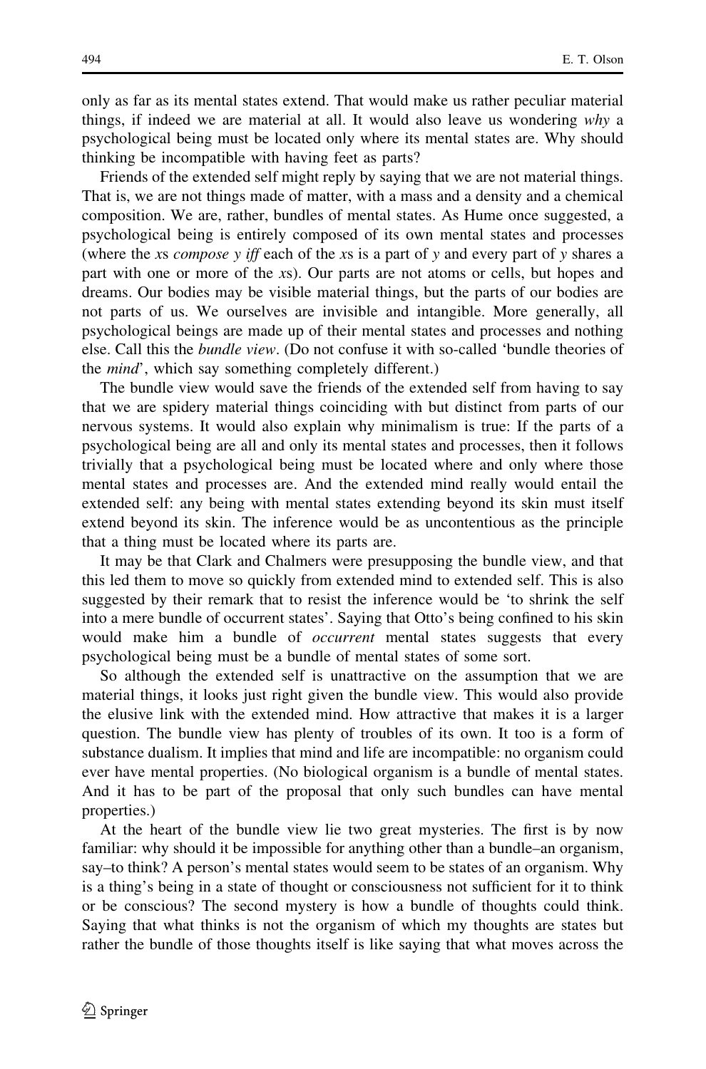only as far as its mental states extend. That would make us rather peculiar material things, if indeed we are material at all. It would also leave us wondering *why* a psychological being must be located only where its mental states are. Why should thinking be incompatible with having feet as parts?

Friends of the extended self might reply by saying that we are not material things. That is, we are not things made of matter, with a mass and a density and a chemical composition. We are, rather, bundles of mental states. As Hume once suggested, a psychological being is entirely composed of its own mental states and processes (where the *x*s *compose y iff* each of the *x*s is a part of *y* and every part of *y* shares a part with one or more of the *x*s). Our parts are not atoms or cells, but hopes and dreams. Our bodies may be visible material things, but the parts of our bodies are not parts of us. We ourselves are invisible and intangible. More generally, all psychological beings are made up of their mental states and processes and nothing else. Call this the *bundle view*. (Do not confuse it with so-called 'bundle theories of the *mind*', which say something completely different.)

The bundle view would save the friends of the extended self from having to say that we are spidery material things coinciding with but distinct from parts of our nervous systems. It would also explain why minimalism is true: If the parts of a psychological being are all and only its mental states and processes, then it follows trivially that a psychological being must be located where and only where those mental states and processes are. And the extended mind really would entail the extended self: any being with mental states extending beyond its skin must itself extend beyond its skin. The inference would be as uncontentious as the principle that a thing must be located where its parts are.

It may be that Clark and Chalmers were presupposing the bundle view, and that this led them to move so quickly from extended mind to extended self. This is also suggested by their remark that to resist the inference would be 'to shrink the self into a mere bundle of occurrent states'. Saying that Otto's being confined to his skin would make him a bundle of *occurrent* mental states suggests that every psychological being must be a bundle of mental states of some sort.

So although the extended self is unattractive on the assumption that we are material things, it looks just right given the bundle view. This would also provide the elusive link with the extended mind. How attractive that makes it is a larger question. The bundle view has plenty of troubles of its own. It too is a form of substance dualism. It implies that mind and life are incompatible: no organism could ever have mental properties. (No biological organism is a bundle of mental states. And it has to be part of the proposal that only such bundles can have mental properties.)

At the heart of the bundle view lie two great mysteries. The first is by now familiar: why should it be impossible for anything other than a bundle–an organism, say–to think? A person's mental states would seem to be states of an organism. Why is a thing's being in a state of thought or consciousness not sufficient for it to think or be conscious? The second mystery is how a bundle of thoughts could think. Saying that what thinks is not the organism of which my thoughts are states but rather the bundle of those thoughts itself is like saying that what moves across the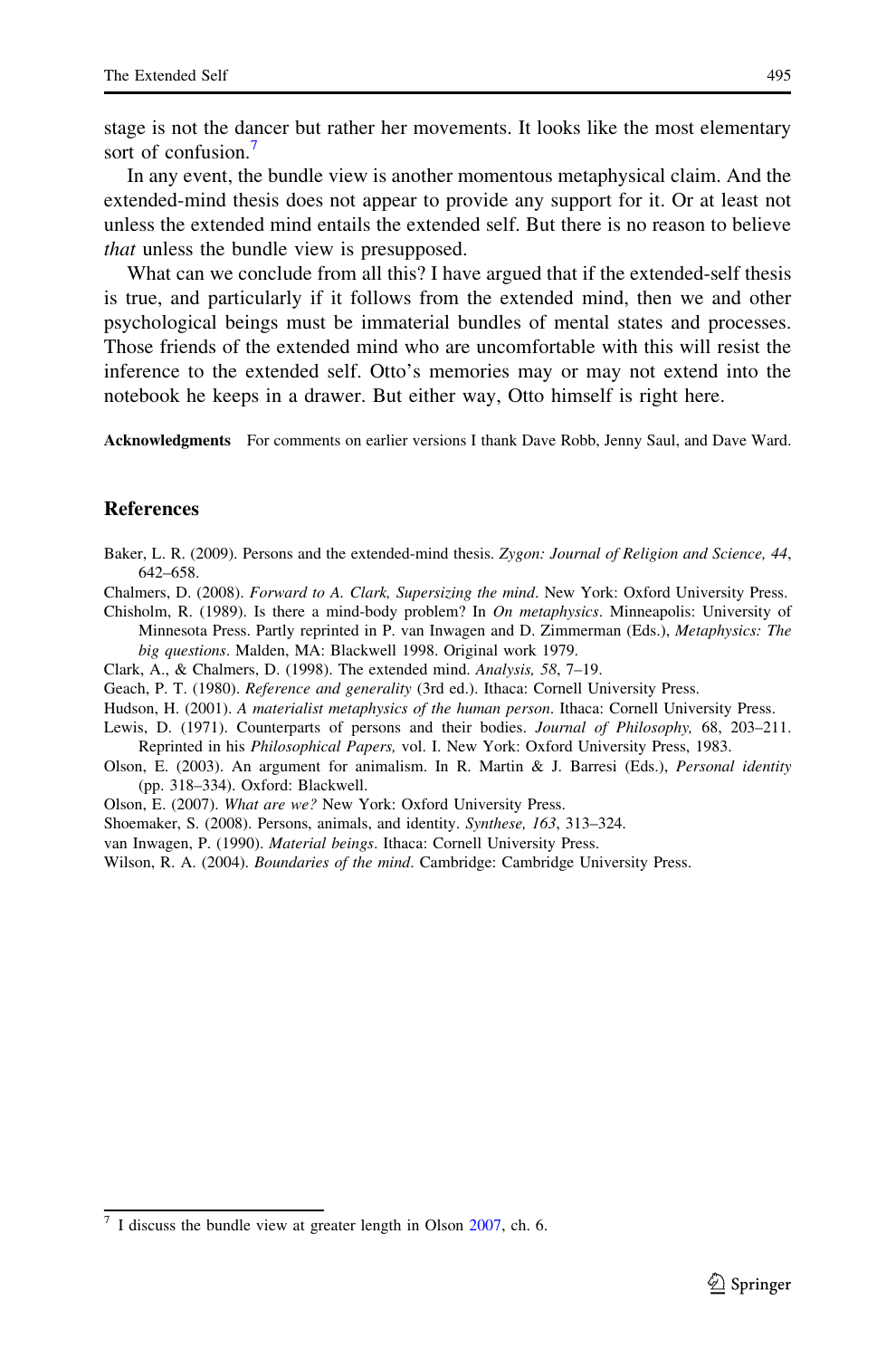stage is not the dancer but rather her movements. It looks like the most elementary sort of confusion.[7]

In any event, the bundle view is another momentous metaphysical claim. And the extended-mind thesis does not appear to provide any support for it. Or at least not unless the extended mind entails the extended self. But there is no reason to believe *that* unless the bundle view is presupposed.

What can we conclude from all this? I have argued that if the extended-self thesis is true, and particularly if it follows from the extended mind, then we and other psychological beings must be immaterial bundles of mental states and processes. Those friends of the extended mind who are uncomfortable with this will resist the inference to the extended self. Otto's memories may or may not extend into the notebook he keeps in a drawer. But either way, Otto himself is right here.

**Acknowledgments** For comments on earlier versions I thank Dave Robb, Jenny Saul, and Dave Ward.

## References

Baker, L. R. (2009). Persons and the extended-mind thesis. *Zygon: Journal of Religion and Science, 44*, 642–658.

Chalmers, D. (2008). *Forward to A. Clark, Supersizing the mind*. New York: Oxford University Press.

Chisholm, R. (1989). Is there a mind-body problem? In *On metaphysics*. Minneapolis: University of Minnesota Press. Partly reprinted in P. van Inwagen and D. Zimmerman (Eds.), *Metaphysics: The big questions*. Malden, MA: Blackwell 1998. Original work 1979.

Clark, A., & Chalmers, D. (1998). The extended mind. *Analysis, 58*, 7–19.

Geach, P. T. (1980). *Reference and generality* (3rd ed.). Ithaca: Cornell University Press.

Hudson, H. (2001). *A materialist metaphysics of the human person*. Ithaca: Cornell University Press.

Lewis, D. (1971). Counterparts of persons and their bodies. *Journal of Philosophy,* 68, 203–211. Reprinted in his *Philosophical Papers,* vol. I. New York: Oxford University Press, 1983.

Olson, E. (2003). An argument for animalism. In R. Martin & J. Barresi (Eds.), *Personal identity* (pp. 318–334). Oxford: Blackwell.

Olson, E. (2007). *What are we?* New York: Oxford University Press.

Shoemaker, S. (2008). Persons, animals, and identity. *Synthese, 163*, 313–324.

van Inwagen, P. (1990). *Material beings*. Ithaca: Cornell University Press.

Wilson, R. A. (2004). *Boundaries of the mind*. Cambridge: Cambridge University Press.

---

[7] I discuss the bundle view at greater length in Olson 2007, ch. 6.